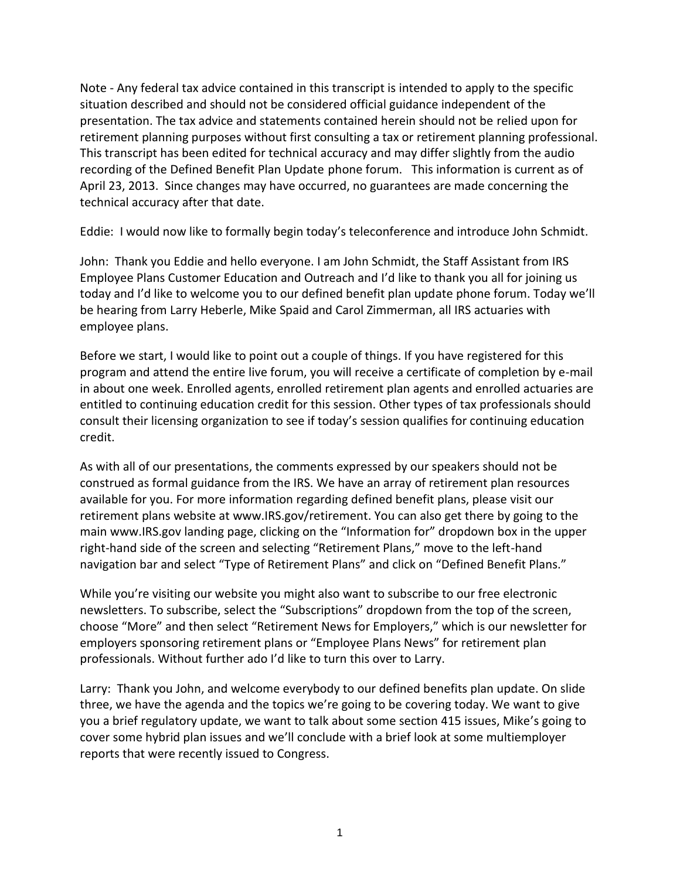Note - Any federal tax advice contained in this transcript is intended to apply to the specific situation described and should not be considered official guidance independent of the presentation. The tax advice and statements contained herein should not be relied upon for retirement planning purposes without first consulting a tax or retirement planning professional. This transcript has been edited for technical accuracy and may differ slightly from the audio recording of the Defined Benefit Plan Update phone forum. This information is current as of April 23, 2013. Since changes may have occurred, no guarantees are made concerning the technical accuracy after that date.

Eddie: I would now like to formally begin today's teleconference and introduce John Schmidt.

John: Thank you Eddie and hello everyone. I am John Schmidt, the Staff Assistant from IRS Employee Plans Customer Education and Outreach and I'd like to thank you all for joining us today and I'd like to welcome you to our defined benefit plan update phone forum. Today we'll be hearing from Larry Heberle, Mike Spaid and Carol Zimmerman, all IRS actuaries with employee plans.

Before we start, I would like to point out a couple of things. If you have registered for this program and attend the entire live forum, you will receive a certificate of completion by e-mail in about one week. Enrolled agents, enrolled retirement plan agents and enrolled actuaries are entitled to continuing education credit for this session. Other types of tax professionals should consult their licensing organization to see if today's session qualifies for continuing education credit.

As with all of our presentations, the comments expressed by our speakers should not be construed as formal guidance from the IRS. We have an array of retirement plan resources available for you. For more information regarding defined benefit plans, please visit our retirement plans website at www.IRS.gov/retirement. You can also get there by going to the main www.IRS.gov landing page, clicking on the "Information for" dropdown box in the upper right-hand side of the screen and selecting "Retirement Plans," move to the left-hand navigation bar and select "Type of Retirement Plans" and click on "Defined Benefit Plans."

While you're visiting our website you might also want to subscribe to our free electronic newsletters. To subscribe, select the "Subscriptions" dropdown from the top of the screen, choose "More" and then select "Retirement News for Employers," which is our newsletter for employers sponsoring retirement plans or "Employee Plans News" for retirement plan professionals. Without further ado I'd like to turn this over to Larry.

Larry: Thank you John, and welcome everybody to our defined benefits plan update. On slide three, we have the agenda and the topics we're going to be covering today. We want to give you a brief regulatory update, we want to talk about some section 415 issues, Mike's going to cover some hybrid plan issues and we'll conclude with a brief look at some multiemployer reports that were recently issued to Congress.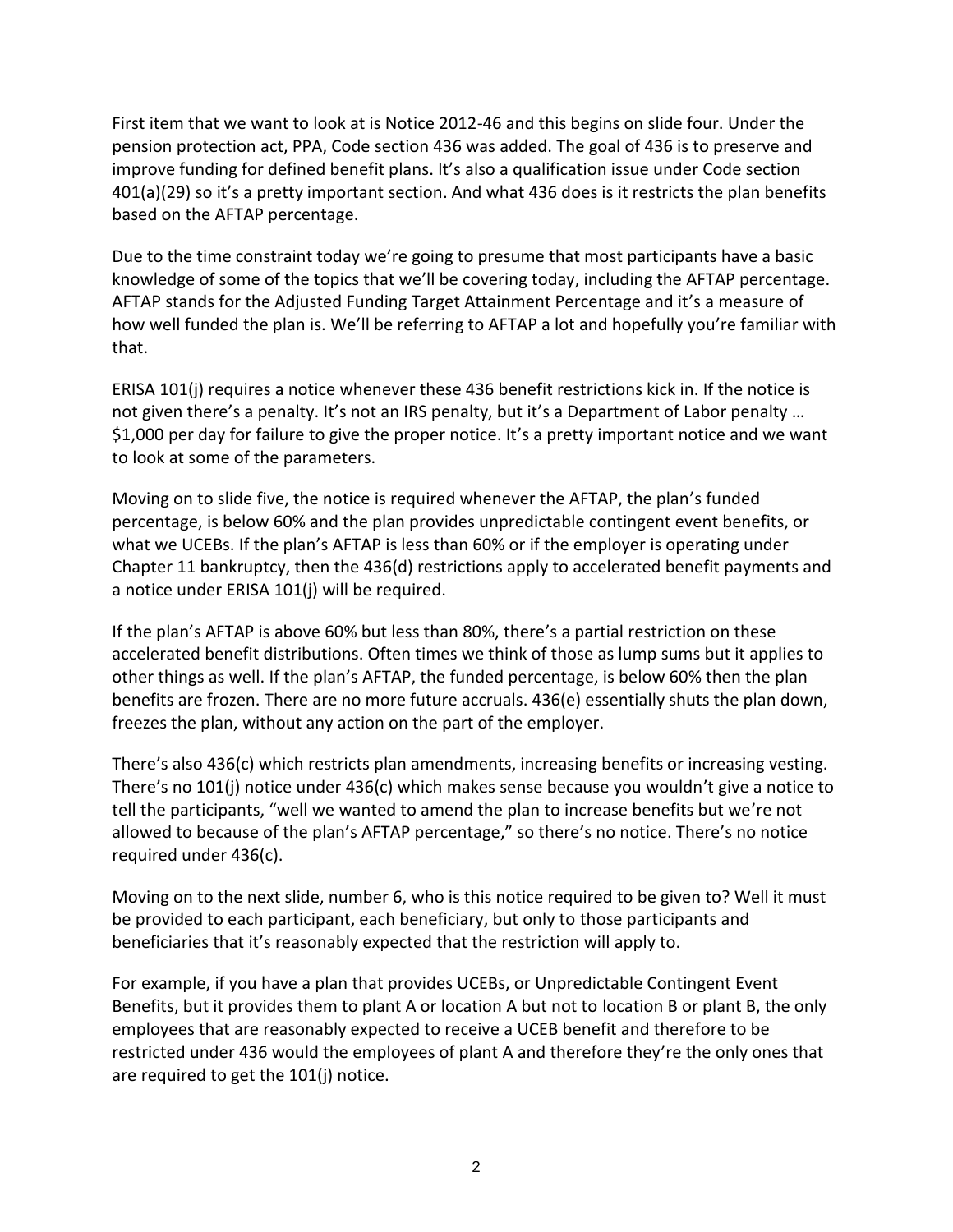First item that we want to look at is Notice 2012-46 and this begins on slide four. Under the pension protection act, PPA, Code section 436 was added. The goal of 436 is to preserve and improve funding for defined benefit plans. It's also a qualification issue under Code section 401(a)(29) so it's a pretty important section. And what 436 does is it restricts the plan benefits based on the AFTAP percentage.

Due to the time constraint today we're going to presume that most participants have a basic knowledge of some of the topics that we'll be covering today, including the AFTAP percentage. AFTAP stands for the Adjusted Funding Target Attainment Percentage and it's a measure of how well funded the plan is. We'll be referring to AFTAP a lot and hopefully you're familiar with that.

ERISA 101(j) requires a notice whenever these 436 benefit restrictions kick in. If the notice is not given there's a penalty. It's not an IRS penalty, but it's a Department of Labor penalty … $1,000 per day for failure to give the proper notice. It's a pretty important notice and we want to look at some of the parameters.

Moving on to slide five, the notice is required whenever the AFTAP, the plan's funded percentage, is below 60% and the plan provides unpredictable contingent event benefits, or what we UCEBs. If the plan's AFTAP is less than 60% or if the employer is operating under Chapter 11 bankruptcy, then the 436(d) restrictions apply to accelerated benefit payments and a notice under ERISA 101(j) will be required.

If the plan's AFTAP is above 60% but less than 80%, there's a partial restriction on these accelerated benefit distributions. Often times we think of those as lump sums but it applies to other things as well. If the plan's AFTAP, the funded percentage, is below 60% then the plan benefits are frozen. There are no more future accruals. 436(e) essentially shuts the plan down, freezes the plan, without any action on the part of the employer.

There's also 436(c) which restricts plan amendments, increasing benefits or increasing vesting. There's no 101(j) notice under 436(c) which makes sense because you wouldn't give a notice to tell the participants, "well we wanted to amend the plan to increase benefits but we're not allowed to because of the plan's AFTAP percentage," so there's no notice. There's no notice required under 436(c).

Moving on to the next slide, number 6, who is this notice required to be given to? Well it must be provided to each participant, each beneficiary, but only to those participants and beneficiaries that it's reasonably expected that the restriction will apply to.

For example, if you have a plan that provides UCEBs, or Unpredictable Contingent Event Benefits, but it provides them to plant A or location A but not to location B or plant B, the only employees that are reasonably expected to receive a UCEB benefit and therefore to be restricted under 436 would the employees of plant A and therefore they're the only ones that are required to get the 101(j) notice.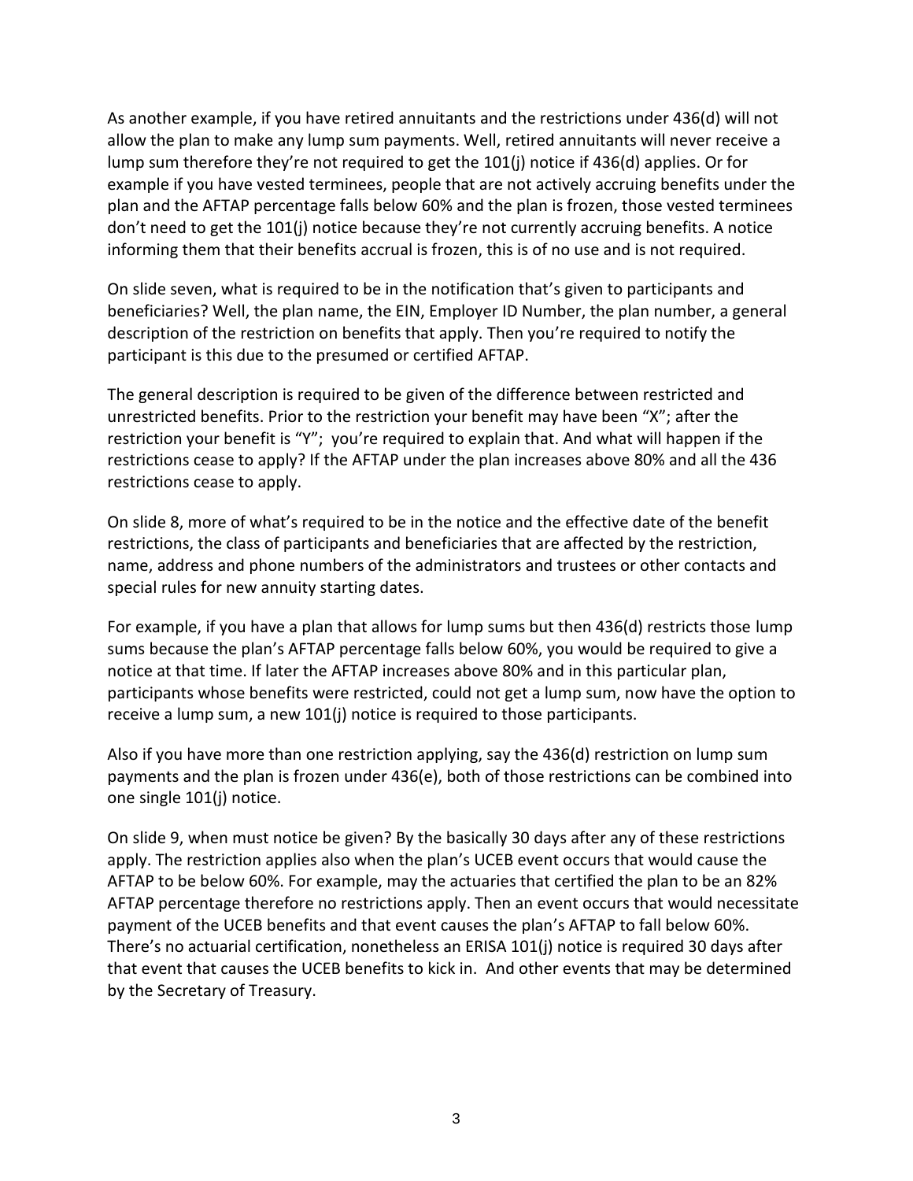As another example, if you have retired annuitants and the restrictions under 436(d) will not allow the plan to make any lump sum payments. Well, retired annuitants will never receive a lump sum therefore they're not required to get the 101(j) notice if 436(d) applies. Or for example if you have vested terminees, people that are not actively accruing benefits under the plan and the AFTAP percentage falls below 60% and the plan is frozen, those vested terminees don't need to get the 101(j) notice because they're not currently accruing benefits. A notice informing them that their benefits accrual is frozen, this is of no use and is not required.

On slide seven, what is required to be in the notification that's given to participants and beneficiaries? Well, the plan name, the EIN, Employer ID Number, the plan number, a general description of the restriction on benefits that apply. Then you're required to notify the participant is this due to the presumed or certified AFTAP.

The general description is required to be given of the difference between restricted and unrestricted benefits. Prior to the restriction your benefit may have been "X"; after the restriction your benefit is "Y"; you're required to explain that. And what will happen if the restrictions cease to apply? If the AFTAP under the plan increases above 80% and all the 436 restrictions cease to apply.

On slide 8, more of what's required to be in the notice and the effective date of the benefit restrictions, the class of participants and beneficiaries that are affected by the restriction, name, address and phone numbers of the administrators and trustees or other contacts and special rules for new annuity starting dates.

For example, if you have a plan that allows for lump sums but then 436(d) restricts those lump sums because the plan's AFTAP percentage falls below 60%, you would be required to give a notice at that time. If later the AFTAP increases above 80% and in this particular plan, participants whose benefits were restricted, could not get a lump sum, now have the option to receive a lump sum, a new 101(j) notice is required to those participants.

Also if you have more than one restriction applying, say the 436(d) restriction on lump sum payments and the plan is frozen under 436(e), both of those restrictions can be combined into one single 101(j) notice.

On slide 9, when must notice be given? By the basically 30 days after any of these restrictions apply. The restriction applies also when the plan's UCEB event occurs that would cause the AFTAP to be below 60%. For example, may the actuaries that certified the plan to be an 82% AFTAP percentage therefore no restrictions apply. Then an event occurs that would necessitate payment of the UCEB benefits and that event causes the plan's AFTAP to fall below 60%. There's no actuarial certification, nonetheless an ERISA 101(j) notice is required 30 days after that event that causes the UCEB benefits to kick in. And other events that may be determined by the Secretary of Treasury.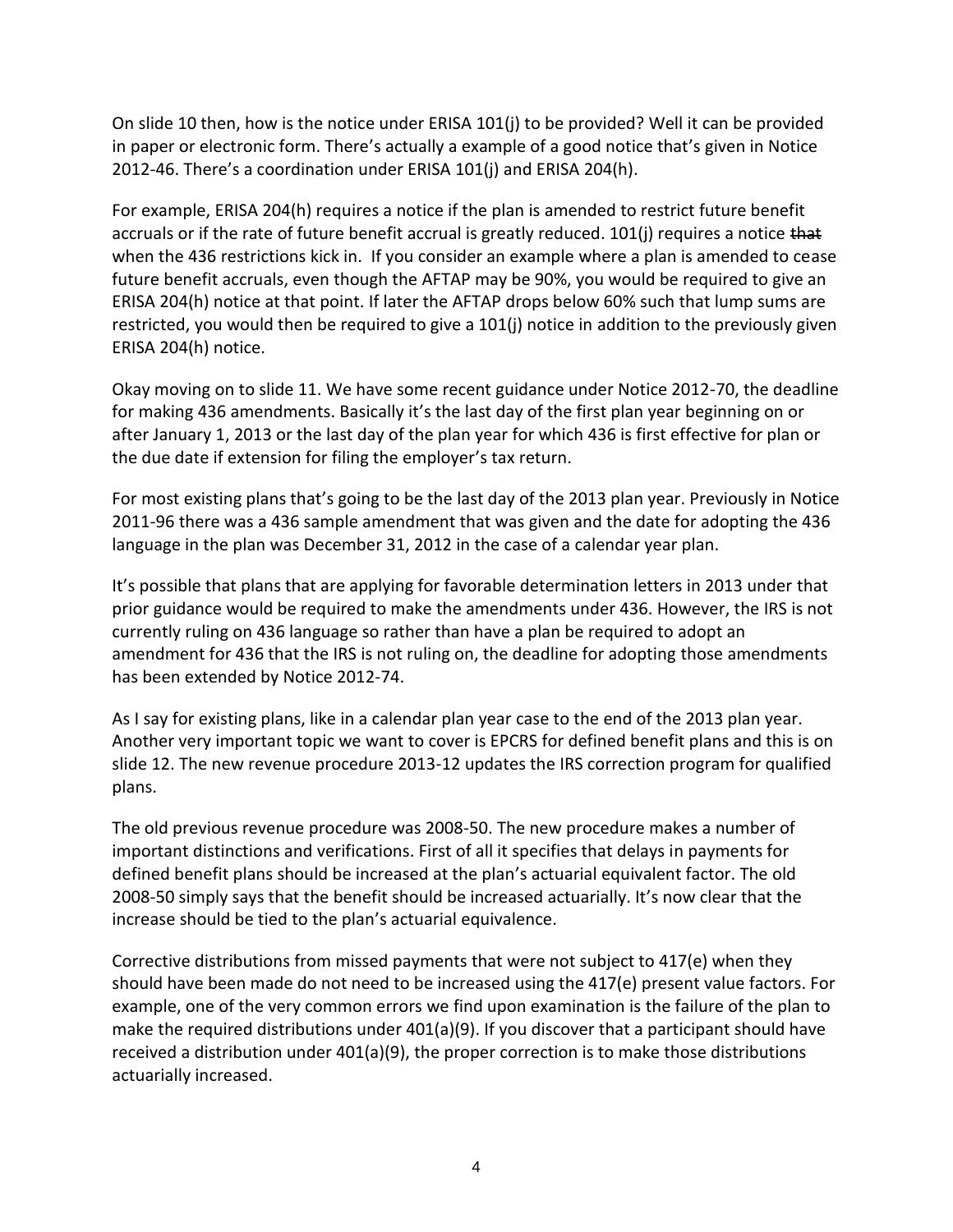On slide 10 then, how is the notice under ERISA 101(j) to be provided? Well it can be provided in paper or electronic form. There's actually a example of a good notice that's given in Notice 2012-46. There's a coordination under ERISA 101(j) and ERISA 204(h).

For example, ERISA 204(h) requires a notice if the plan is amended to restrict future benefit accruals or if the rate of future benefit accrual is greatly reduced. 101(j) requires a notice ~~that~~ when the 436 restrictions kick in. If you consider an example where a plan is amended to cease future benefit accruals, even though the AFTAP may be 90%, you would be required to give an ERISA 204(h) notice at that point. If later the AFTAP drops below 60% such that lump sums are restricted, you would then be required to give a 101(j) notice in addition to the previously given ERISA 204(h) notice.

Okay moving on to slide 11. We have some recent guidance under Notice 2012-70, the deadline for making 436 amendments. Basically it's the last day of the first plan year beginning on or after January 1, 2013 or the last day of the plan year for which 436 is first effective for plan or the due date if extension for filing the employer's tax return.

For most existing plans that's going to be the last day of the 2013 plan year. Previously in Notice 2011-96 there was a 436 sample amendment that was given and the date for adopting the 436 language in the plan was December 31, 2012 in the case of a calendar year plan.

It's possible that plans that are applying for favorable determination letters in 2013 under that prior guidance would be required to make the amendments under 436. However, the IRS is not currently ruling on 436 language so rather than have a plan be required to adopt an amendment for 436 that the IRS is not ruling on, the deadline for adopting those amendments has been extended by Notice 2012-74.

As I say for existing plans, like in a calendar plan year case to the end of the 2013 plan year. Another very important topic we want to cover is EPCRS for defined benefit plans and this is on slide 12. The new revenue procedure 2013-12 updates the IRS correction program for qualified plans.

The old previous revenue procedure was 2008-50. The new procedure makes a number of important distinctions and verifications. First of all it specifies that delays in payments for defined benefit plans should be increased at the plan's actuarial equivalent factor. The old 2008-50 simply says that the benefit should be increased actuarially. It's now clear that the increase should be tied to the plan's actuarial equivalence.

Corrective distributions from missed payments that were not subject to 417(e) when they should have been made do not need to be increased using the 417(e) present value factors. For example, one of the very common errors we find upon examination is the failure of the plan to make the required distributions under 401(a)(9). If you discover that a participant should have received a distribution under 401(a)(9), the proper correction is to make those distributions actuarially increased.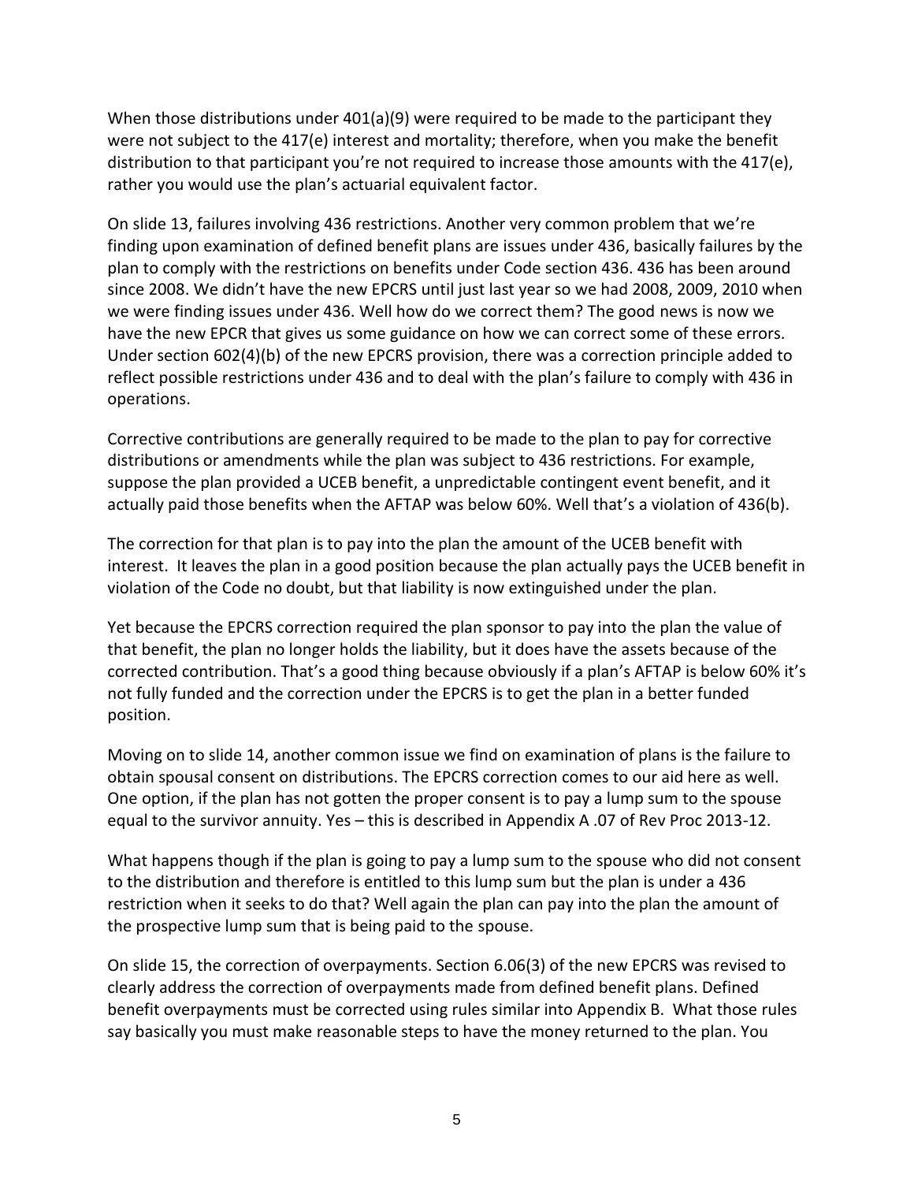When those distributions under 401(a)(9) were required to be made to the participant they were not subject to the 417(e) interest and mortality; therefore, when you make the benefit distribution to that participant you're not required to increase those amounts with the 417(e), rather you would use the plan's actuarial equivalent factor.

On slide 13, failures involving 436 restrictions. Another very common problem that we're finding upon examination of defined benefit plans are issues under 436, basically failures by the plan to comply with the restrictions on benefits under Code section 436. 436 has been around since 2008. We didn't have the new EPCRS until just last year so we had 2008, 2009, 2010 when we were finding issues under 436. Well how do we correct them? The good news is now we have the new EPCR that gives us some guidance on how we can correct some of these errors. Under section 602(4)(b) of the new EPCRS provision, there was a correction principle added to reflect possible restrictions under 436 and to deal with the plan's failure to comply with 436 in operations.

Corrective contributions are generally required to be made to the plan to pay for corrective distributions or amendments while the plan was subject to 436 restrictions. For example, suppose the plan provided a UCEB benefit, a unpredictable contingent event benefit, and it actually paid those benefits when the AFTAP was below 60%. Well that's a violation of 436(b).

The correction for that plan is to pay into the plan the amount of the UCEB benefit with interest. It leaves the plan in a good position because the plan actually pays the UCEB benefit in violation of the Code no doubt, but that liability is now extinguished under the plan.

Yet because the EPCRS correction required the plan sponsor to pay into the plan the value of that benefit, the plan no longer holds the liability, but it does have the assets because of the corrected contribution. That's a good thing because obviously if a plan's AFTAP is below 60% it's not fully funded and the correction under the EPCRS is to get the plan in a better funded position.

Moving on to slide 14, another common issue we find on examination of plans is the failure to obtain spousal consent on distributions. The EPCRS correction comes to our aid here as well. One option, if the plan has not gotten the proper consent is to pay a lump sum to the spouse equal to the survivor annuity. Yes – this is described in Appendix A .07 of Rev Proc 2013-12.

What happens though if the plan is going to pay a lump sum to the spouse who did not consent to the distribution and therefore is entitled to this lump sum but the plan is under a 436 restriction when it seeks to do that? Well again the plan can pay into the plan the amount of the prospective lump sum that is being paid to the spouse.

On slide 15, the correction of overpayments. Section 6.06(3) of the new EPCRS was revised to clearly address the correction of overpayments made from defined benefit plans. Defined benefit overpayments must be corrected using rules similar into Appendix B. What those rules say basically you must make reasonable steps to have the money returned to the plan. You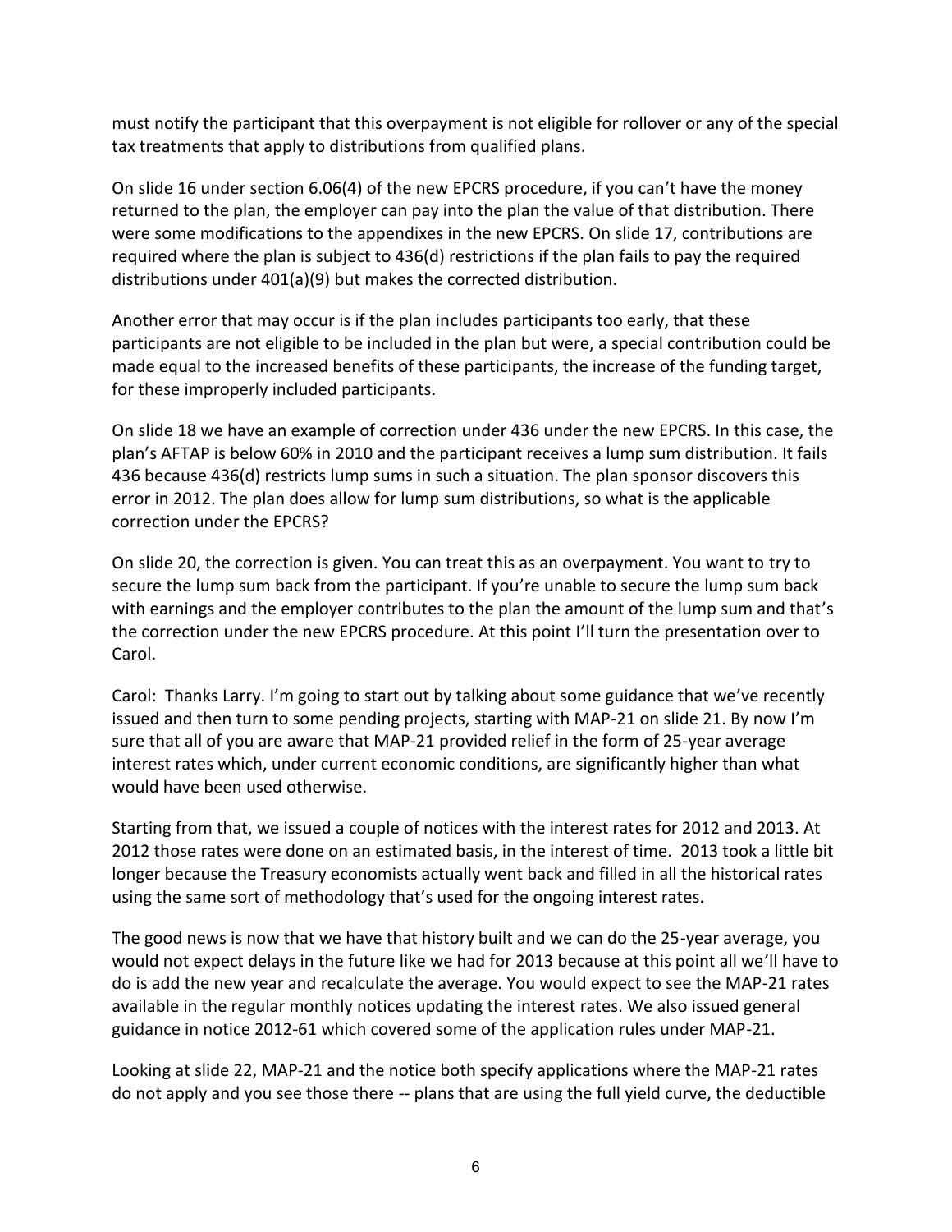must notify the participant that this overpayment is not eligible for rollover or any of the special tax treatments that apply to distributions from qualified plans.

On slide 16 under section 6.06(4) of the new EPCRS procedure, if you can't have the money returned to the plan, the employer can pay into the plan the value of that distribution. There were some modifications to the appendixes in the new EPCRS. On slide 17, contributions are required where the plan is subject to 436(d) restrictions if the plan fails to pay the required distributions under 401(a)(9) but makes the corrected distribution.

Another error that may occur is if the plan includes participants too early, that these participants are not eligible to be included in the plan but were, a special contribution could be made equal to the increased benefits of these participants, the increase of the funding target, for these improperly included participants.

On slide 18 we have an example of correction under 436 under the new EPCRS. In this case, the plan's AFTAP is below 60% in 2010 and the participant receives a lump sum distribution. It fails 436 because 436(d) restricts lump sums in such a situation. The plan sponsor discovers this error in 2012. The plan does allow for lump sum distributions, so what is the applicable correction under the EPCRS?

On slide 20, the correction is given. You can treat this as an overpayment. You want to try to secure the lump sum back from the participant. If you're unable to secure the lump sum back with earnings and the employer contributes to the plan the amount of the lump sum and that's the correction under the new EPCRS procedure. At this point I'll turn the presentation over to Carol.

Carol: Thanks Larry. I'm going to start out by talking about some guidance that we've recently issued and then turn to some pending projects, starting with MAP-21 on slide 21. By now I'm sure that all of you are aware that MAP-21 provided relief in the form of 25-year average interest rates which, under current economic conditions, are significantly higher than what would have been used otherwise.

Starting from that, we issued a couple of notices with the interest rates for 2012 and 2013. At 2012 those rates were done on an estimated basis, in the interest of time. 2013 took a little bit longer because the Treasury economists actually went back and filled in all the historical rates using the same sort of methodology that's used for the ongoing interest rates.

The good news is now that we have that history built and we can do the 25-year average, you would not expect delays in the future like we had for 2013 because at this point all we'll have to do is add the new year and recalculate the average. You would expect to see the MAP-21 rates available in the regular monthly notices updating the interest rates. We also issued general guidance in notice 2012-61 which covered some of the application rules under MAP-21.

Looking at slide 22, MAP-21 and the notice both specify applications where the MAP-21 rates do not apply and you see those there -- plans that are using the full yield curve, the deductible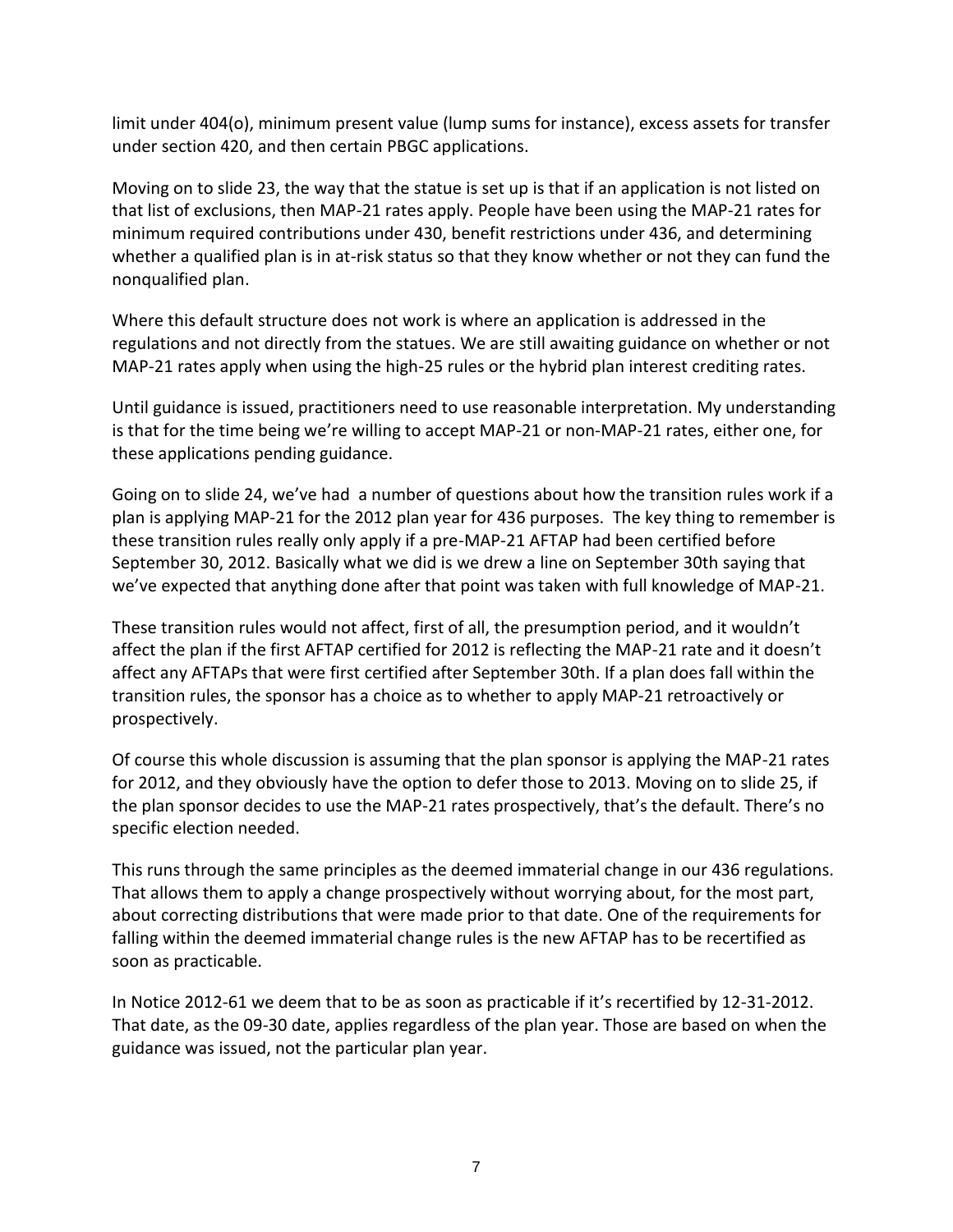limit under 404(o), minimum present value (lump sums for instance), excess assets for transfer under section 420, and then certain PBGC applications.

Moving on to slide 23, the way that the statue is set up is that if an application is not listed on that list of exclusions, then MAP-21 rates apply. People have been using the MAP-21 rates for minimum required contributions under 430, benefit restrictions under 436, and determining whether a qualified plan is in at-risk status so that they know whether or not they can fund the nonqualified plan.

Where this default structure does not work is where an application is addressed in the regulations and not directly from the statues. We are still awaiting guidance on whether or not MAP-21 rates apply when using the high-25 rules or the hybrid plan interest crediting rates.

Until guidance is issued, practitioners need to use reasonable interpretation. My understanding is that for the time being we're willing to accept MAP-21 or non-MAP-21 rates, either one, for these applications pending guidance.

Going on to slide 24, we've had a number of questions about how the transition rules work if a plan is applying MAP-21 for the 2012 plan year for 436 purposes. The key thing to remember is these transition rules really only apply if a pre-MAP-21 AFTAP had been certified before September 30, 2012. Basically what we did is we drew a line on September 30th saying that we've expected that anything done after that point was taken with full knowledge of MAP-21.

These transition rules would not affect, first of all, the presumption period, and it wouldn't affect the plan if the first AFTAP certified for 2012 is reflecting the MAP-21 rate and it doesn't affect any AFTAPs that were first certified after September 30th. If a plan does fall within the transition rules, the sponsor has a choice as to whether to apply MAP-21 retroactively or prospectively.

Of course this whole discussion is assuming that the plan sponsor is applying the MAP-21 rates for 2012, and they obviously have the option to defer those to 2013. Moving on to slide 25, if the plan sponsor decides to use the MAP-21 rates prospectively, that's the default. There's no specific election needed.

This runs through the same principles as the deemed immaterial change in our 436 regulations. That allows them to apply a change prospectively without worrying about, for the most part, about correcting distributions that were made prior to that date. One of the requirements for falling within the deemed immaterial change rules is the new AFTAP has to be recertified as soon as practicable.

In Notice 2012-61 we deem that to be as soon as practicable if it's recertified by 12-31-2012. That date, as the 09-30 date, applies regardless of the plan year. Those are based on when the guidance was issued, not the particular plan year.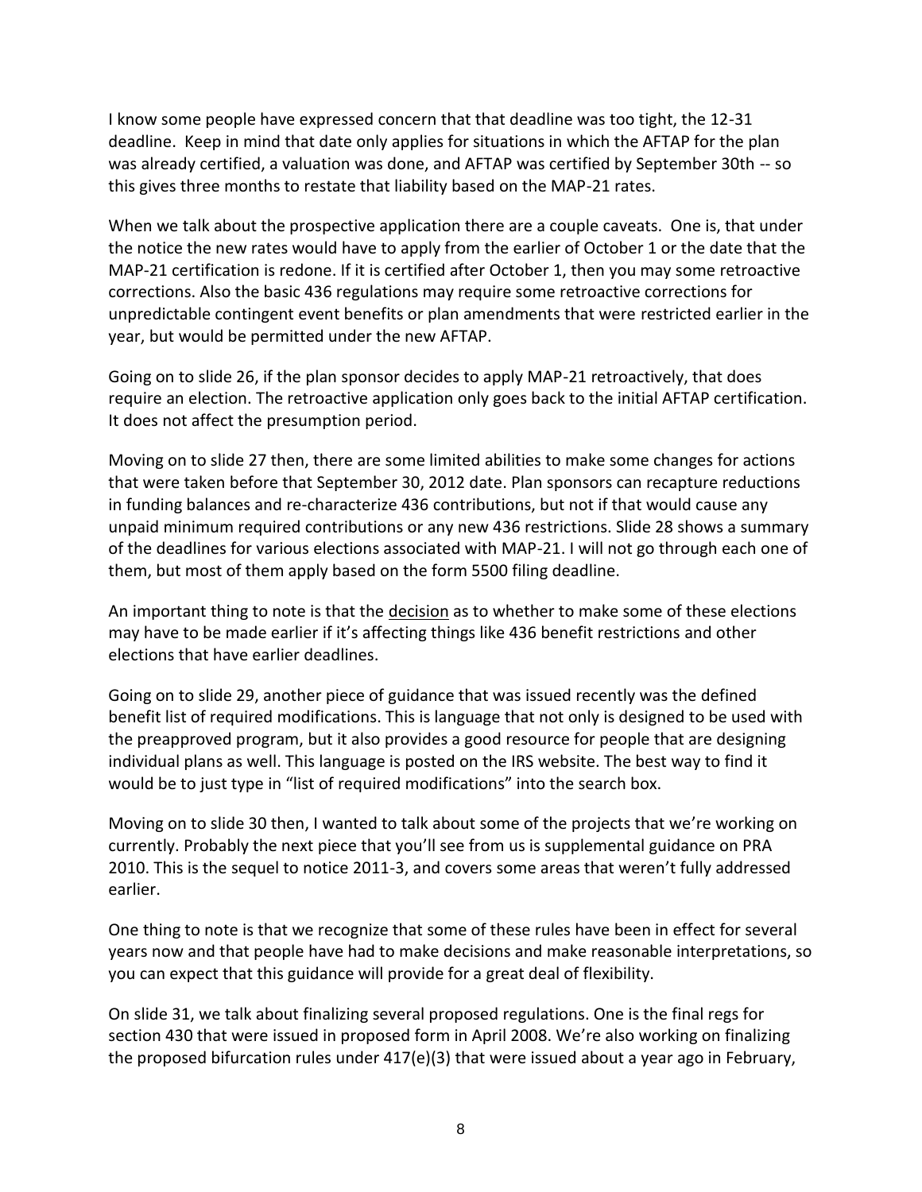I know some people have expressed concern that that deadline was too tight, the 12-31 deadline. Keep in mind that date only applies for situations in which the AFTAP for the plan was already certified, a valuation was done, and AFTAP was certified by September 30th -- so this gives three months to restate that liability based on the MAP-21 rates.

When we talk about the prospective application there are a couple caveats. One is, that under the notice the new rates would have to apply from the earlier of October 1 or the date that the MAP-21 certification is redone. If it is certified after October 1, then you may some retroactive corrections. Also the basic 436 regulations may require some retroactive corrections for unpredictable contingent event benefits or plan amendments that were restricted earlier in the year, but would be permitted under the new AFTAP.

Going on to slide 26, if the plan sponsor decides to apply MAP-21 retroactively, that does require an election. The retroactive application only goes back to the initial AFTAP certification. It does not affect the presumption period.

Moving on to slide 27 then, there are some limited abilities to make some changes for actions that were taken before that September 30, 2012 date. Plan sponsors can recapture reductions in funding balances and re-characterize 436 contributions, but not if that would cause any unpaid minimum required contributions or any new 436 restrictions. Slide 28 shows a summary of the deadlines for various elections associated with MAP-21. I will not go through each one of them, but most of them apply based on the form 5500 filing deadline.

An important thing to note is that the <u>decision</u> as to whether to make some of these elections may have to be made earlier if it's affecting things like 436 benefit restrictions and other elections that have earlier deadlines.

Going on to slide 29, another piece of guidance that was issued recently was the defined benefit list of required modifications. This is language that not only is designed to be used with the preapproved program, but it also provides a good resource for people that are designing individual plans as well. This language is posted on the IRS website. The best way to find it would be to just type in "list of required modifications" into the search box.

Moving on to slide 30 then, I wanted to talk about some of the projects that we're working on currently. Probably the next piece that you'll see from us is supplemental guidance on PRA 2010. This is the sequel to notice 2011-3, and covers some areas that weren't fully addressed earlier.

One thing to note is that we recognize that some of these rules have been in effect for several years now and that people have had to make decisions and make reasonable interpretations, so you can expect that this guidance will provide for a great deal of flexibility.

On slide 31, we talk about finalizing several proposed regulations. One is the final regs for section 430 that were issued in proposed form in April 2008. We're also working on finalizing the proposed bifurcation rules under 417(e)(3) that were issued about a year ago in February,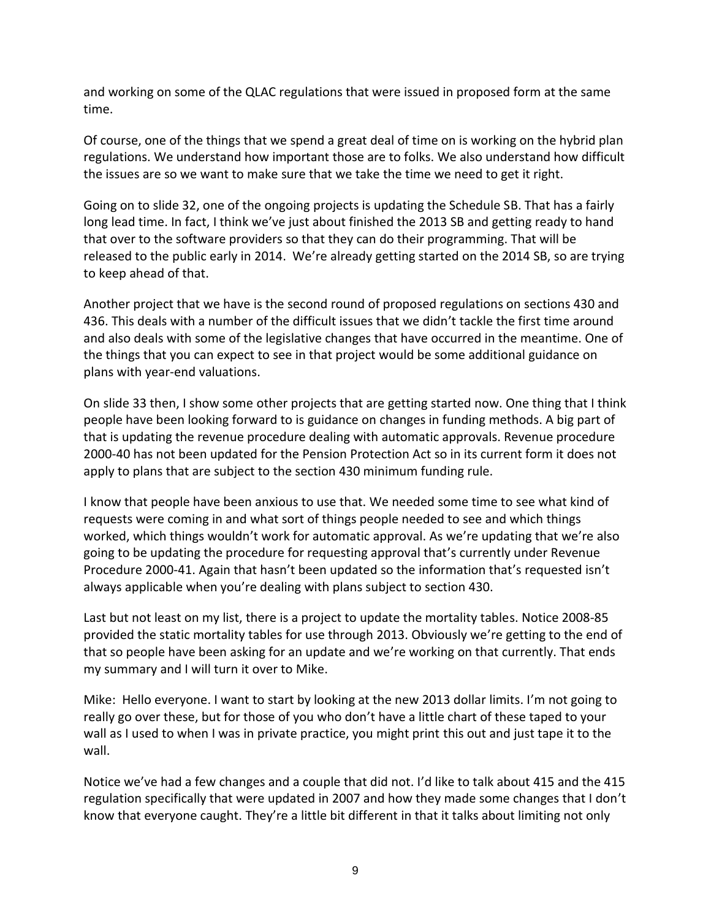and working on some of the QLAC regulations that were issued in proposed form at the same time.

Of course, one of the things that we spend a great deal of time on is working on the hybrid plan regulations. We understand how important those are to folks. We also understand how difficult the issues are so we want to make sure that we take the time we need to get it right.

Going on to slide 32, one of the ongoing projects is updating the Schedule SB. That has a fairly long lead time. In fact, I think we've just about finished the 2013 SB and getting ready to hand that over to the software providers so that they can do their programming. That will be released to the public early in 2014. We're already getting started on the 2014 SB, so are trying to keep ahead of that.

Another project that we have is the second round of proposed regulations on sections 430 and 436. This deals with a number of the difficult issues that we didn't tackle the first time around and also deals with some of the legislative changes that have occurred in the meantime. One of the things that you can expect to see in that project would be some additional guidance on plans with year-end valuations.

On slide 33 then, I show some other projects that are getting started now. One thing that I think people have been looking forward to is guidance on changes in funding methods. A big part of that is updating the revenue procedure dealing with automatic approvals. Revenue procedure 2000-40 has not been updated for the Pension Protection Act so in its current form it does not apply to plans that are subject to the section 430 minimum funding rule.

I know that people have been anxious to use that. We needed some time to see what kind of requests were coming in and what sort of things people needed to see and which things worked, which things wouldn't work for automatic approval. As we're updating that we're also going to be updating the procedure for requesting approval that's currently under Revenue Procedure 2000-41. Again that hasn't been updated so the information that's requested isn't always applicable when you're dealing with plans subject to section 430.

Last but not least on my list, there is a project to update the mortality tables. Notice 2008-85 provided the static mortality tables for use through 2013. Obviously we're getting to the end of that so people have been asking for an update and we're working on that currently. That ends my summary and I will turn it over to Mike.

Mike: Hello everyone. I want to start by looking at the new 2013 dollar limits. I'm not going to really go over these, but for those of you who don't have a little chart of these taped to your wall as I used to when I was in private practice, you might print this out and just tape it to the wall.

Notice we've had a few changes and a couple that did not. I'd like to talk about 415 and the 415 regulation specifically that were updated in 2007 and how they made some changes that I don't know that everyone caught. They're a little bit different in that it talks about limiting not only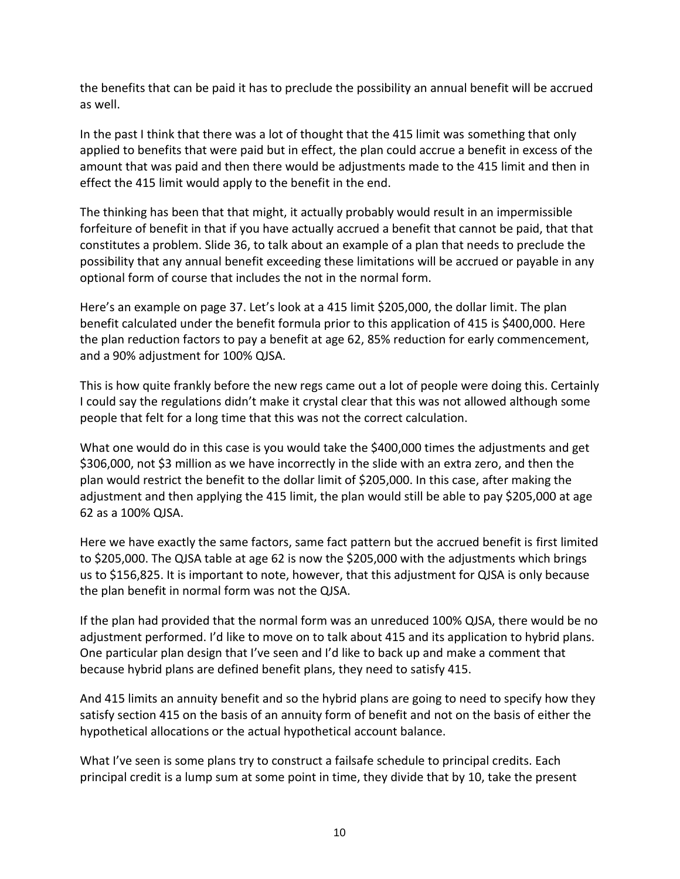the benefits that can be paid it has to preclude the possibility an annual benefit will be accrued as well.

In the past I think that there was a lot of thought that the 415 limit was something that only applied to benefits that were paid but in effect, the plan could accrue a benefit in excess of the amount that was paid and then there would be adjustments made to the 415 limit and then in effect the 415 limit would apply to the benefit in the end.

The thinking has been that that might, it actually probably would result in an impermissible forfeiture of benefit in that if you have actually accrued a benefit that cannot be paid, that that constitutes a problem. Slide 36, to talk about an example of a plan that needs to preclude the possibility that any annual benefit exceeding these limitations will be accrued or payable in any optional form of course that includes the not in the normal form.

Here's an example on page 37. Let's look at a 415 limit $205,000, the dollar limit. The plan benefit calculated under the benefit formula prior to this application of 415 is $400,000. Here the plan reduction factors to pay a benefit at age 62, 85% reduction for early commencement, and a 90% adjustment for 100% QJSA.

This is how quite frankly before the new regs came out a lot of people were doing this. Certainly I could say the regulations didn't make it crystal clear that this was not allowed although some people that felt for a long time that this was not the correct calculation.

What one would do in this case is you would take the $400,000 times the adjustments and get $306,000, not $3 million as we have incorrectly in the slide with an extra zero, and then the plan would restrict the benefit to the dollar limit of $205,000. In this case, after making the adjustment and then applying the 415 limit, the plan would still be able to pay $205,000 at age 62 as a 100% QJSA.

Here we have exactly the same factors, same fact pattern but the accrued benefit is first limited to $205,000. The QJSA table at age 62 is now the $205,000 with the adjustments which brings us to $156,825. It is important to note, however, that this adjustment for QJSA is only because the plan benefit in normal form was not the QJSA.

If the plan had provided that the normal form was an unreduced 100% QJSA, there would be no adjustment performed. I'd like to move on to talk about 415 and its application to hybrid plans. One particular plan design that I've seen and I'd like to back up and make a comment that because hybrid plans are defined benefit plans, they need to satisfy 415.

And 415 limits an annuity benefit and so the hybrid plans are going to need to specify how they satisfy section 415 on the basis of an annuity form of benefit and not on the basis of either the hypothetical allocations or the actual hypothetical account balance.

What I've seen is some plans try to construct a failsafe schedule to principal credits. Each principal credit is a lump sum at some point in time, they divide that by 10, take the present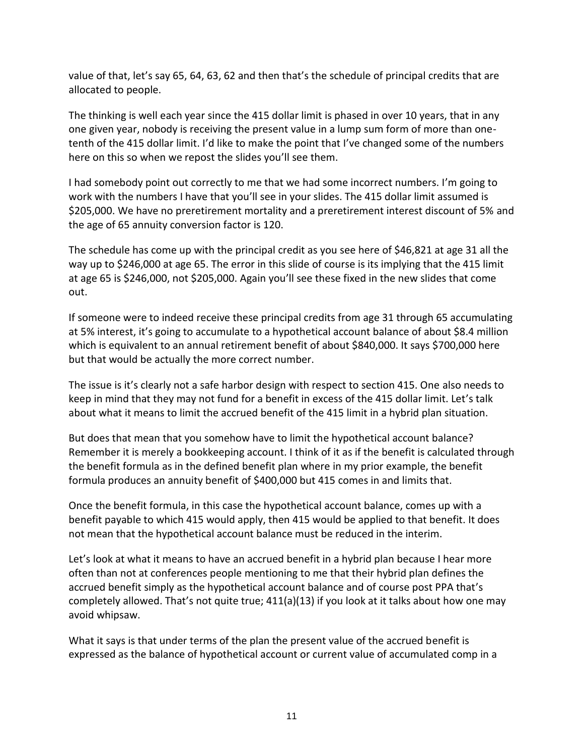value of that, let's say 65, 64, 63, 62 and then that's the schedule of principal credits that are allocated to people.

The thinking is well each year since the 415 dollar limit is phased in over 10 years, that in any one given year, nobody is receiving the present value in a lump sum form of more than one-tenth of the 415 dollar limit. I'd like to make the point that I've changed some of the numbers here on this so when we repost the slides you'll see them.

I had somebody point out correctly to me that we had some incorrect numbers. I'm going to work with the numbers I have that you'll see in your slides. The 415 dollar limit assumed is $205,000. We have no preretirement mortality and a preretirement interest discount of 5% and the age of 65 annuity conversion factor is 120.

The schedule has come up with the principal credit as you see here of $46,821 at age 31 all the way up to $246,000 at age 65. The error in this slide of course is its implying that the 415 limit at age 65 is $246,000, not $205,000. Again you'll see these fixed in the new slides that come out.

If someone were to indeed receive these principal credits from age 31 through 65 accumulating at 5% interest, it's going to accumulate to a hypothetical account balance of about $8.4 million which is equivalent to an annual retirement benefit of about $840,000. It says $700,000 here but that would be actually the more correct number.

The issue is it's clearly not a safe harbor design with respect to section 415. One also needs to keep in mind that they may not fund for a benefit in excess of the 415 dollar limit. Let's talk about what it means to limit the accrued benefit of the 415 limit in a hybrid plan situation.

But does that mean that you somehow have to limit the hypothetical account balance? Remember it is merely a bookkeeping account. I think of it as if the benefit is calculated through the benefit formula as in the defined benefit plan where in my prior example, the benefit formula produces an annuity benefit of $400,000 but 415 comes in and limits that.

Once the benefit formula, in this case the hypothetical account balance, comes up with a benefit payable to which 415 would apply, then 415 would be applied to that benefit. It does not mean that the hypothetical account balance must be reduced in the interim.

Let's look at what it means to have an accrued benefit in a hybrid plan because I hear more often than not at conferences people mentioning to me that their hybrid plan defines the accrued benefit simply as the hypothetical account balance and of course post PPA that's completely allowed. That's not quite true; 411(a)(13) if you look at it talks about how one may avoid whipsaw.

What it says is that under terms of the plan the present value of the accrued benefit is expressed as the balance of hypothetical account or current value of accumulated comp in a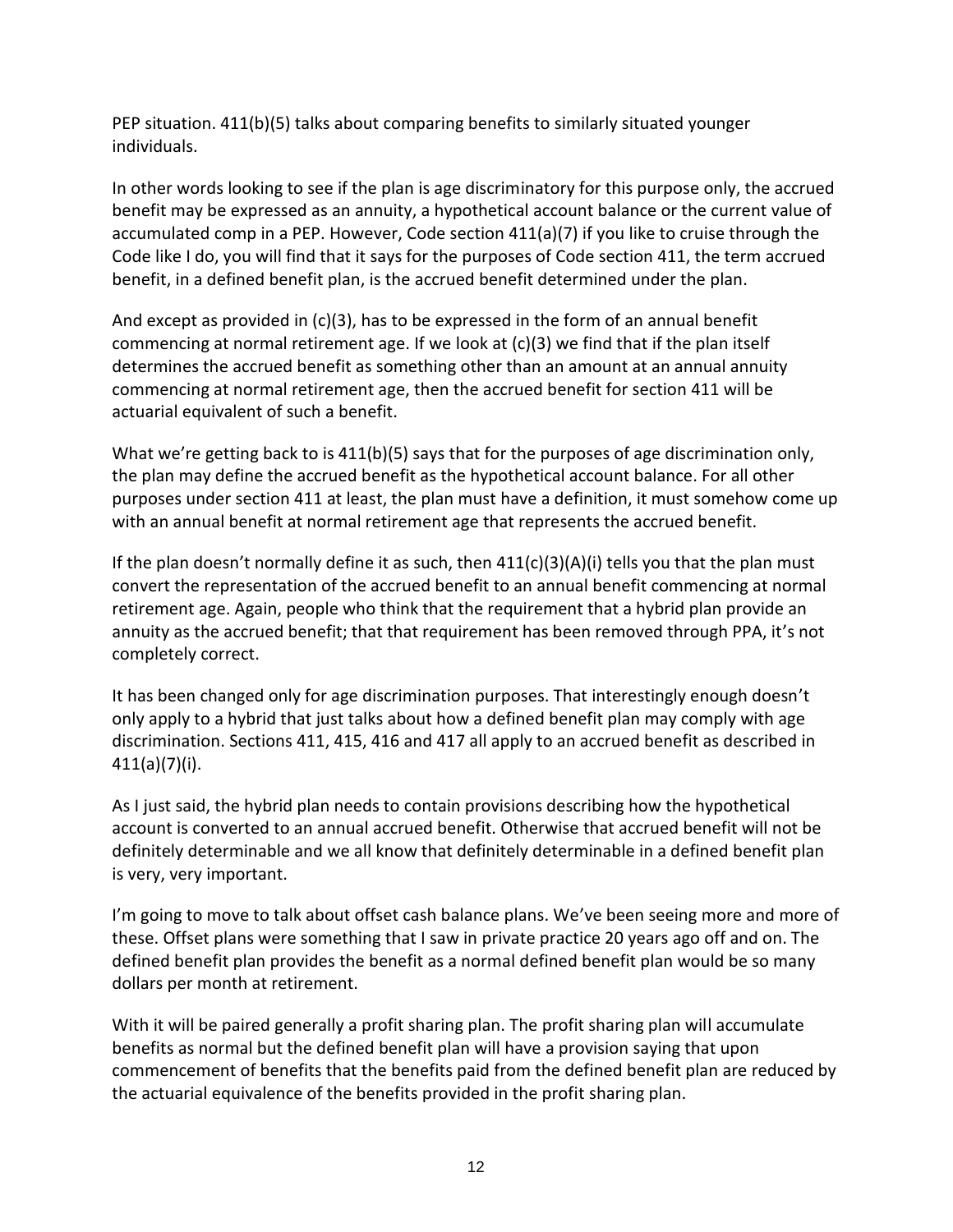PEP situation. 411(b)(5) talks about comparing benefits to similarly situated younger individuals.

In other words looking to see if the plan is age discriminatory for this purpose only, the accrued benefit may be expressed as an annuity, a hypothetical account balance or the current value of accumulated comp in a PEP. However, Code section 411(a)(7) if you like to cruise through the Code like I do, you will find that it says for the purposes of Code section 411, the term accrued benefit, in a defined benefit plan, is the accrued benefit determined under the plan.

And except as provided in (c)(3), has to be expressed in the form of an annual benefit commencing at normal retirement age. If we look at (c)(3) we find that if the plan itself determines the accrued benefit as something other than an amount at an annual annuity commencing at normal retirement age, then the accrued benefit for section 411 will be actuarial equivalent of such a benefit.

What we're getting back to is 411(b)(5) says that for the purposes of age discrimination only, the plan may define the accrued benefit as the hypothetical account balance. For all other purposes under section 411 at least, the plan must have a definition, it must somehow come up with an annual benefit at normal retirement age that represents the accrued benefit.

If the plan doesn't normally define it as such, then 411(c)(3)(A)(i) tells you that the plan must convert the representation of the accrued benefit to an annual benefit commencing at normal retirement age. Again, people who think that the requirement that a hybrid plan provide an annuity as the accrued benefit; that that requirement has been removed through PPA, it's not completely correct.

It has been changed only for age discrimination purposes. That interestingly enough doesn't only apply to a hybrid that just talks about how a defined benefit plan may comply with age discrimination. Sections 411, 415, 416 and 417 all apply to an accrued benefit as described in 411(a)(7)(i).

As I just said, the hybrid plan needs to contain provisions describing how the hypothetical account is converted to an annual accrued benefit. Otherwise that accrued benefit will not be definitely determinable and we all know that definitely determinable in a defined benefit plan is very, very important.

I'm going to move to talk about offset cash balance plans. We've been seeing more and more of these. Offset plans were something that I saw in private practice 20 years ago off and on. The defined benefit plan provides the benefit as a normal defined benefit plan would be so many dollars per month at retirement.

With it will be paired generally a profit sharing plan. The profit sharing plan will accumulate benefits as normal but the defined benefit plan will have a provision saying that upon commencement of benefits that the benefits paid from the defined benefit plan are reduced by the actuarial equivalence of the benefits provided in the profit sharing plan.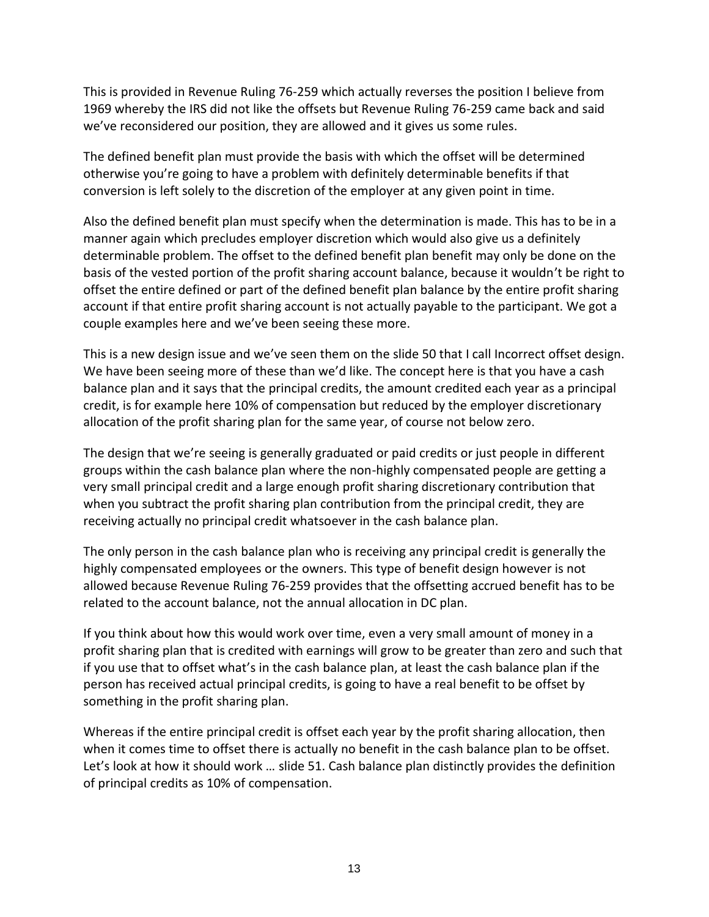This is provided in Revenue Ruling 76-259 which actually reverses the position I believe from 1969 whereby the IRS did not like the offsets but Revenue Ruling 76-259 came back and said we've reconsidered our position, they are allowed and it gives us some rules.

The defined benefit plan must provide the basis with which the offset will be determined otherwise you're going to have a problem with definitely determinable benefits if that conversion is left solely to the discretion of the employer at any given point in time.

Also the defined benefit plan must specify when the determination is made. This has to be in a manner again which precludes employer discretion which would also give us a definitely determinable problem. The offset to the defined benefit plan benefit may only be done on the basis of the vested portion of the profit sharing account balance, because it wouldn't be right to offset the entire defined or part of the defined benefit plan balance by the entire profit sharing account if that entire profit sharing account is not actually payable to the participant. We got a couple examples here and we've been seeing these more.

This is a new design issue and we've seen them on the slide 50 that I call Incorrect offset design. We have been seeing more of these than we'd like. The concept here is that you have a cash balance plan and it says that the principal credits, the amount credited each year as a principal credit, is for example here 10% of compensation but reduced by the employer discretionary allocation of the profit sharing plan for the same year, of course not below zero.

The design that we're seeing is generally graduated or paid credits or just people in different groups within the cash balance plan where the non-highly compensated people are getting a very small principal credit and a large enough profit sharing discretionary contribution that when you subtract the profit sharing plan contribution from the principal credit, they are receiving actually no principal credit whatsoever in the cash balance plan.

The only person in the cash balance plan who is receiving any principal credit is generally the highly compensated employees or the owners. This type of benefit design however is not allowed because Revenue Ruling 76-259 provides that the offsetting accrued benefit has to be related to the account balance, not the annual allocation in DC plan.

If you think about how this would work over time, even a very small amount of money in a profit sharing plan that is credited with earnings will grow to be greater than zero and such that if you use that to offset what's in the cash balance plan, at least the cash balance plan if the person has received actual principal credits, is going to have a real benefit to be offset by something in the profit sharing plan.

Whereas if the entire principal credit is offset each year by the profit sharing allocation, then when it comes time to offset there is actually no benefit in the cash balance plan to be offset. Let's look at how it should work … slide 51. Cash balance plan distinctly provides the definition of principal credits as 10% of compensation.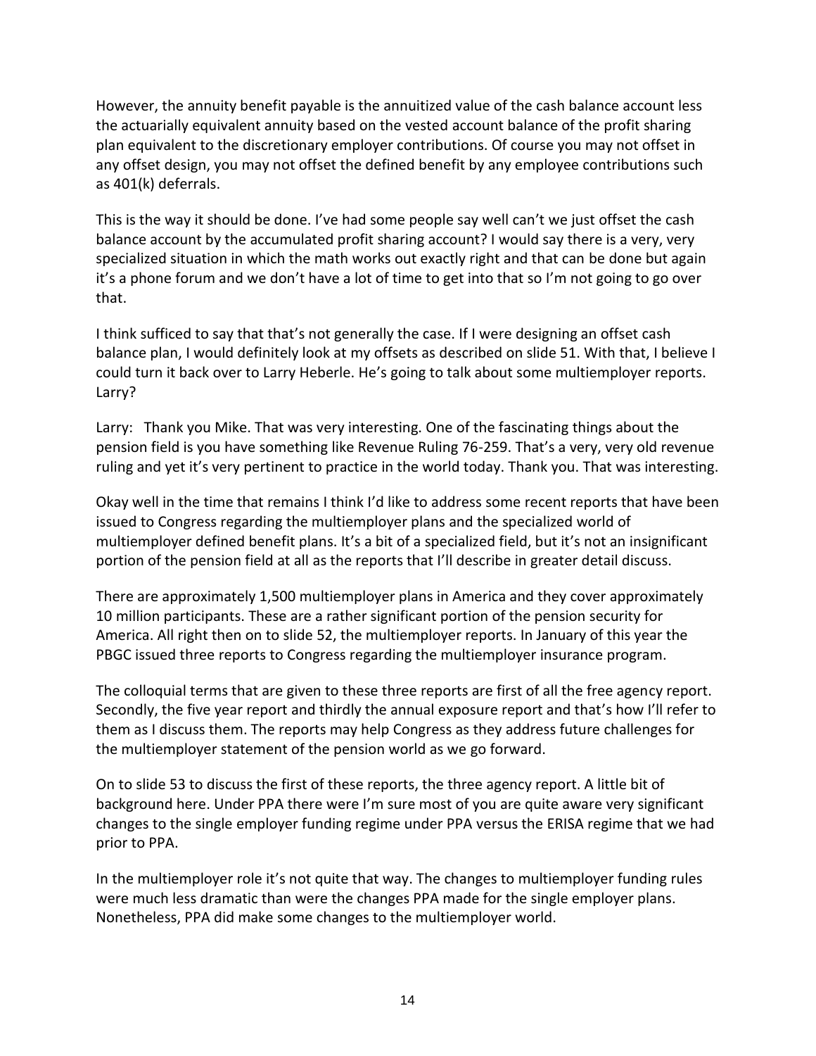However, the annuity benefit payable is the annuitized value of the cash balance account less the actuarially equivalent annuity based on the vested account balance of the profit sharing plan equivalent to the discretionary employer contributions. Of course you may not offset in any offset design, you may not offset the defined benefit by any employee contributions such as 401(k) deferrals.

This is the way it should be done. I've had some people say well can't we just offset the cash balance account by the accumulated profit sharing account? I would say there is a very, very specialized situation in which the math works out exactly right and that can be done but again it's a phone forum and we don't have a lot of time to get into that so I'm not going to go over that.

I think sufficed to say that that's not generally the case. If I were designing an offset cash balance plan, I would definitely look at my offsets as described on slide 51. With that, I believe I could turn it back over to Larry Heberle. He's going to talk about some multiemployer reports. Larry?

Larry: Thank you Mike. That was very interesting. One of the fascinating things about the pension field is you have something like Revenue Ruling 76-259. That's a very, very old revenue ruling and yet it's very pertinent to practice in the world today. Thank you. That was interesting.

Okay well in the time that remains I think I'd like to address some recent reports that have been issued to Congress regarding the multiemployer plans and the specialized world of multiemployer defined benefit plans. It's a bit of a specialized field, but it's not an insignificant portion of the pension field at all as the reports that I'll describe in greater detail discuss.

There are approximately 1,500 multiemployer plans in America and they cover approximately 10 million participants. These are a rather significant portion of the pension security for America. All right then on to slide 52, the multiemployer reports. In January of this year the PBGC issued three reports to Congress regarding the multiemployer insurance program.

The colloquial terms that are given to these three reports are first of all the free agency report. Secondly, the five year report and thirdly the annual exposure report and that's how I'll refer to them as I discuss them. The reports may help Congress as they address future challenges for the multiemployer statement of the pension world as we go forward.

On to slide 53 to discuss the first of these reports, the three agency report. A little bit of background here. Under PPA there were I'm sure most of you are quite aware very significant changes to the single employer funding regime under PPA versus the ERISA regime that we had prior to PPA.

In the multiemployer role it's not quite that way. The changes to multiemployer funding rules were much less dramatic than were the changes PPA made for the single employer plans. Nonetheless, PPA did make some changes to the multiemployer world.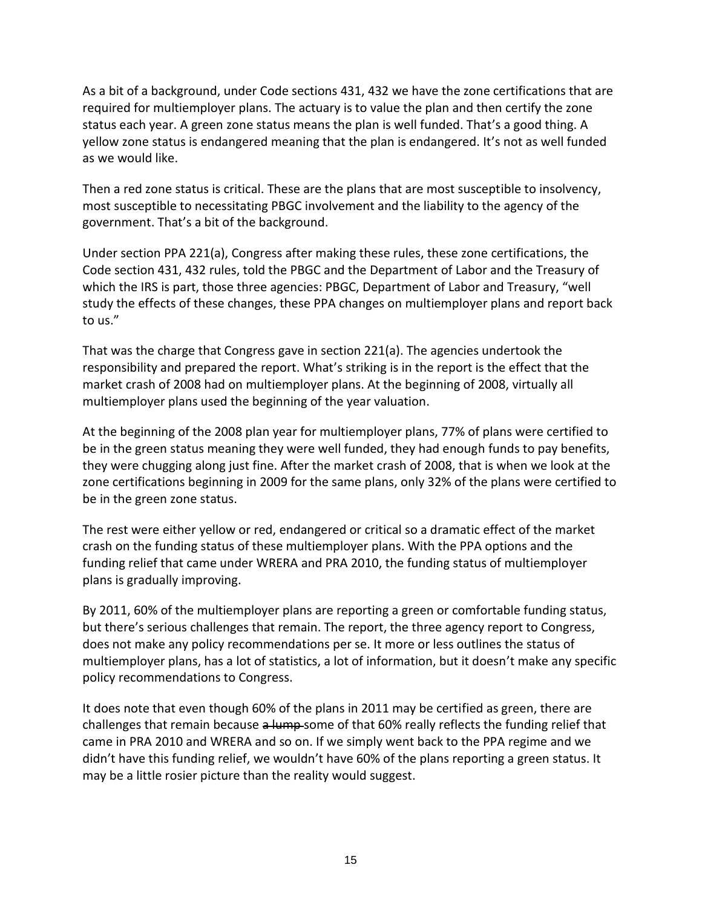As a bit of a background, under Code sections 431, 432 we have the zone certifications that are required for multiemployer plans. The actuary is to value the plan and then certify the zone status each year. A green zone status means the plan is well funded. That's a good thing. A yellow zone status is endangered meaning that the plan is endangered. It's not as well funded as we would like.

Then a red zone status is critical. These are the plans that are most susceptible to insolvency, most susceptible to necessitating PBGC involvement and the liability to the agency of the government. That's a bit of the background.

Under section PPA 221(a), Congress after making these rules, these zone certifications, the Code section 431, 432 rules, told the PBGC and the Department of Labor and the Treasury of which the IRS is part, those three agencies: PBGC, Department of Labor and Treasury, "well study the effects of these changes, these PPA changes on multiemployer plans and report back to us."

That was the charge that Congress gave in section 221(a). The agencies undertook the responsibility and prepared the report. What's striking is in the report is the effect that the market crash of 2008 had on multiemployer plans. At the beginning of 2008, virtually all multiemployer plans used the beginning of the year valuation.

At the beginning of the 2008 plan year for multiemployer plans, 77% of plans were certified to be in the green status meaning they were well funded, they had enough funds to pay benefits, they were chugging along just fine. After the market crash of 2008, that is when we look at the zone certifications beginning in 2009 for the same plans, only 32% of the plans were certified to be in the green zone status.

The rest were either yellow or red, endangered or critical so a dramatic effect of the market crash on the funding status of these multiemployer plans. With the PPA options and the funding relief that came under WRERA and PRA 2010, the funding status of multiemployer plans is gradually improving.

By 2011, 60% of the multiemployer plans are reporting a green or comfortable funding status, but there's serious challenges that remain. The report, the three agency report to Congress, does not make any policy recommendations per se. It more or less outlines the status of multiemployer plans, has a lot of statistics, a lot of information, but it doesn't make any specific policy recommendations to Congress.

It does note that even though 60% of the plans in 2011 may be certified as green, there are challenges that remain because ~~a lump~~ some of that 60% really reflects the funding relief that came in PRA 2010 and WRERA and so on. If we simply went back to the PPA regime and we didn't have this funding relief, we wouldn't have 60% of the plans reporting a green status. It may be a little rosier picture than the reality would suggest.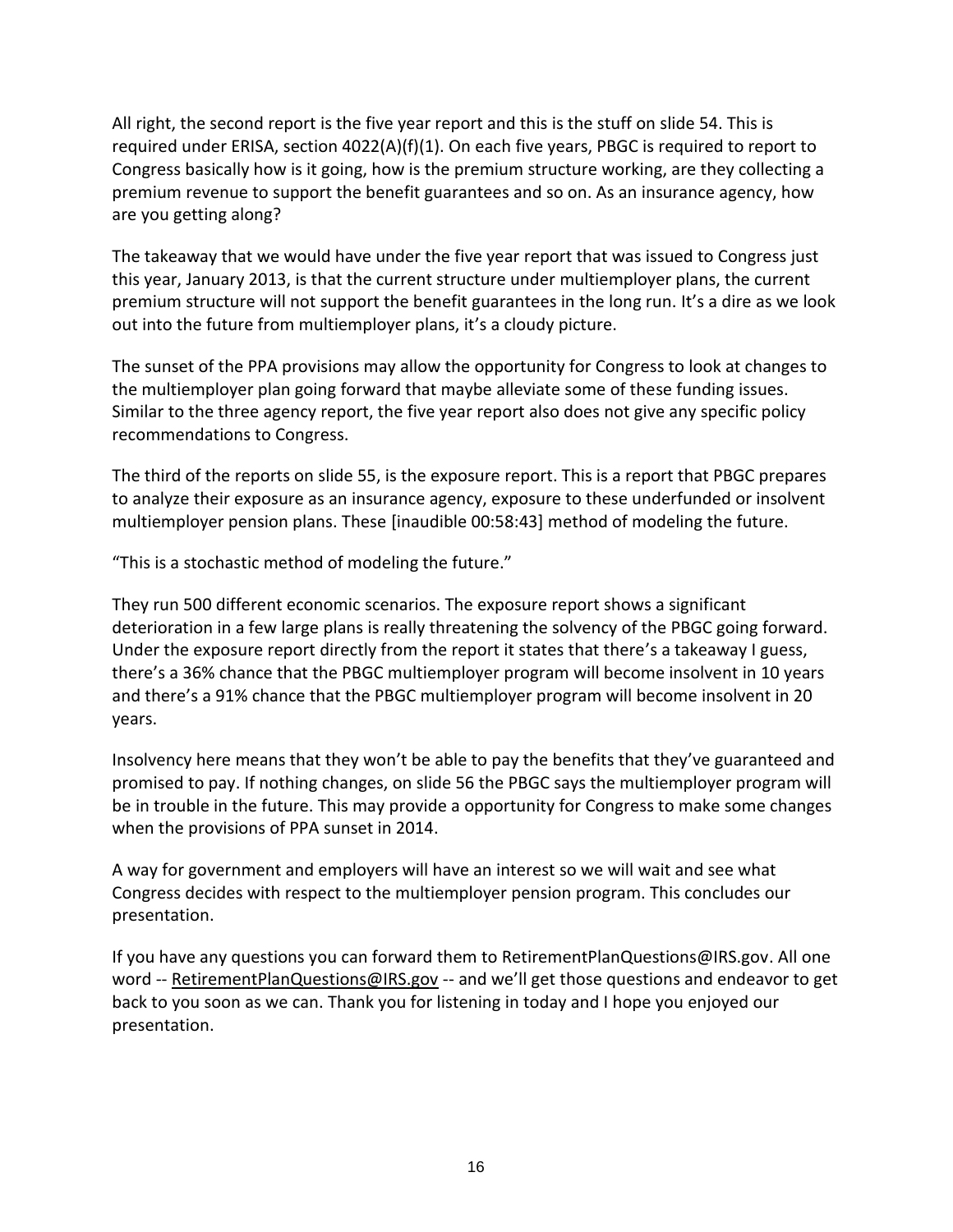All right, the second report is the five year report and this is the stuff on slide 54. This is required under ERISA, section 4022(A)(f)(1). On each five years, PBGC is required to report to Congress basically how is it going, how is the premium structure working, are they collecting a premium revenue to support the benefit guarantees and so on. As an insurance agency, how are you getting along?

The takeaway that we would have under the five year report that was issued to Congress just this year, January 2013, is that the current structure under multiemployer plans, the current premium structure will not support the benefit guarantees in the long run. It's a dire as we look out into the future from multiemployer plans, it's a cloudy picture.

The sunset of the PPA provisions may allow the opportunity for Congress to look at changes to the multiemployer plan going forward that maybe alleviate some of these funding issues. Similar to the three agency report, the five year report also does not give any specific policy recommendations to Congress.

The third of the reports on slide 55, is the exposure report. This is a report that PBGC prepares to analyze their exposure as an insurance agency, exposure to these underfunded or insolvent multiemployer pension plans. These [inaudible 00:58:43] method of modeling the future.

"This is a stochastic method of modeling the future."

They run 500 different economic scenarios. The exposure report shows a significant deterioration in a few large plans is really threatening the solvency of the PBGC going forward. Under the exposure report directly from the report it states that there's a takeaway I guess, there's a 36% chance that the PBGC multiemployer program will become insolvent in 10 years and there's a 91% chance that the PBGC multiemployer program will become insolvent in 20 years.

Insolvency here means that they won't be able to pay the benefits that they've guaranteed and promised to pay. If nothing changes, on slide 56 the PBGC says the multiemployer program will be in trouble in the future. This may provide a opportunity for Congress to make some changes when the provisions of PPA sunset in 2014.

A way for government and employers will have an interest so we will wait and see what Congress decides with respect to the multiemployer pension program. This concludes our presentation.

If you have any questions you can forward them to RetirementPlanQuestions@IRS.gov. All one word -- RetirementPlanQuestions@IRS.gov -- and we'll get those questions and endeavor to get back to you soon as we can. Thank you for listening in today and I hope you enjoyed our presentation.